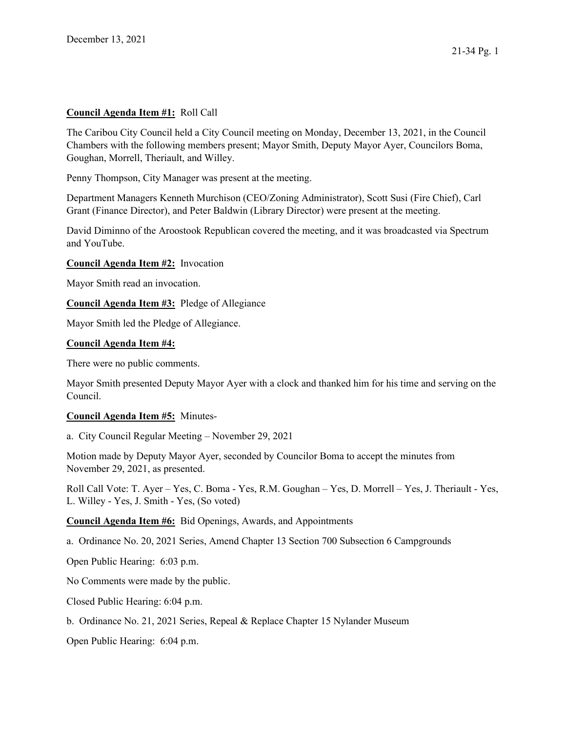December 13, 2021

**Council Agenda Item #1:** Roll Call

The Caribou City Council held a City Council meeting on Monday, December 13, 2021, in the Council Chambers with the following members present; Mayor Smith, Deputy Mayor Ayer, Councilors Boma, Goughan, Morrell, Theriault, and Willey.

Penny Thompson, City Manager was present at the meeting.

Department Managers Kenneth Murchison (CEO/Zoning Administrator), Scott Susi (Fire Chief), Carl Grant (Finance Director), and Peter Baldwin (Library Director) were present at the meeting.

David Diminno of the Aroostook Republican covered the meeting, and it was broadcasted via Spectrum and YouTube.

**Council Agenda Item #2:** Invocation

Mayor Smith read an invocation.

**Council Agenda Item #3:** Pledge of Allegiance

Mayor Smith led the Pledge of Allegiance.

**Council Agenda Item #4:**

There were no public comments.

Mayor Smith presented Deputy Mayor Ayer with a clock and thanked him for his time and serving on the Council.

**Council Agenda Item #5:** Minutes-

a. City Council Regular Meeting – November 29, 2021

Motion made by Deputy Mayor Ayer, seconded by Councilor Boma to accept the minutes from November 29, 2021, as presented.

Roll Call Vote: T. Ayer – Yes, C. Boma - Yes, R.M. Goughan – Yes, D. Morrell – Yes, J. Theriault - Yes, L. Willey - Yes, J. Smith - Yes, (So voted)

**Council Agenda Item #6:** Bid Openings, Awards, and Appointments

a. Ordinance No. 20, 2021 Series, Amend Chapter 13 Section 700 Subsection 6 Campgrounds

Open Public Hearing: 6:03 p.m.

No Comments were made by the public.

Closed Public Hearing: 6:04 p.m.

b. Ordinance No. 21, 2021 Series, Repeal & Replace Chapter 15 Nylander Museum

Open Public Hearing: 6:04 p.m.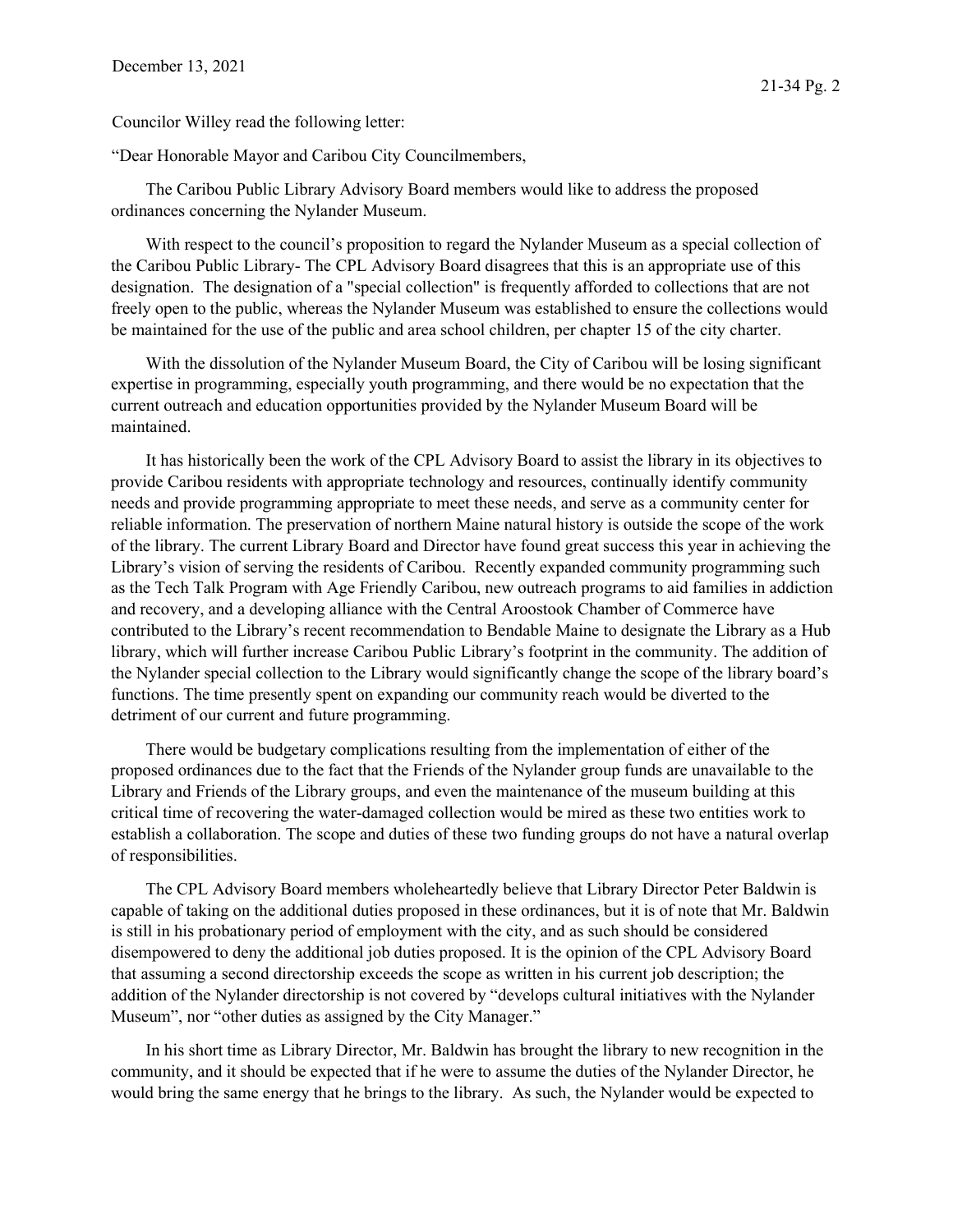Councilor Willey read the following letter:

"Dear Honorable Mayor and Caribou City Councilmembers,

The Caribou Public Library Advisory Board members would like to address the proposed ordinances concerning the Nylander Museum.

With respect to the council's proposition to regard the Nylander Museum as a special collection of the Caribou Public Library- The CPL Advisory Board disagrees that this is an appropriate use of this designation. The designation of a "special collection" is frequently afforded to collections that are not freely open to the public, whereas the Nylander Museum was established to ensure the collections would be maintained for the use of the public and area school children, per chapter 15 of the city charter.

With the dissolution of the Nylander Museum Board, the City of Caribou will be losing significant expertise in programming, especially youth programming, and there would be no expectation that the current outreach and education opportunities provided by the Nylander Museum Board will be maintained.

It has historically been the work of the CPL Advisory Board to assist the library in its objectives to provide Caribou residents with appropriate technology and resources, continually identify community needs and provide programming appropriate to meet these needs, and serve as a community center for reliable information. The preservation of northern Maine natural history is outside the scope of the work of the library. The current Library Board and Director have found great success this year in achieving the Library's vision of serving the residents of Caribou. Recently expanded community programming such as the Tech Talk Program with Age Friendly Caribou, new outreach programs to aid families in addiction and recovery, and a developing alliance with the Central Aroostook Chamber of Commerce have contributed to the Library's recent recommendation to Bendable Maine to designate the Library as a Hub library, which will further increase Caribou Public Library's footprint in the community. The addition of the Nylander special collection to the Library would significantly change the scope of the library board's functions. The time presently spent on expanding our community reach would be diverted to the detriment of our current and future programming.

There would be budgetary complications resulting from the implementation of either of the proposed ordinances due to the fact that the Friends of the Nylander group funds are unavailable to the Library and Friends of the Library groups, and even the maintenance of the museum building at this critical time of recovering the water-damaged collection would be mired as these two entities work to establish a collaboration. The scope and duties of these two funding groups do not have a natural overlap of responsibilities.

The CPL Advisory Board members wholeheartedly believe that Library Director Peter Baldwin is capable of taking on the additional duties proposed in these ordinances, but it is of note that Mr. Baldwin is still in his probationary period of employment with the city, and as such should be considered disempowered to deny the additional job duties proposed. It is the opinion of the CPL Advisory Board that assuming a second directorship exceeds the scope as written in his current job description; the addition of the Nylander directorship is not covered by "develops cultural initiatives with the Nylander Museum", nor "other duties as assigned by the City Manager."

In his short time as Library Director, Mr. Baldwin has brought the library to new recognition in the community, and it should be expected that if he were to assume the duties of the Nylander Director, he would bring the same energy that he brings to the library. As such, the Nylander would be expected to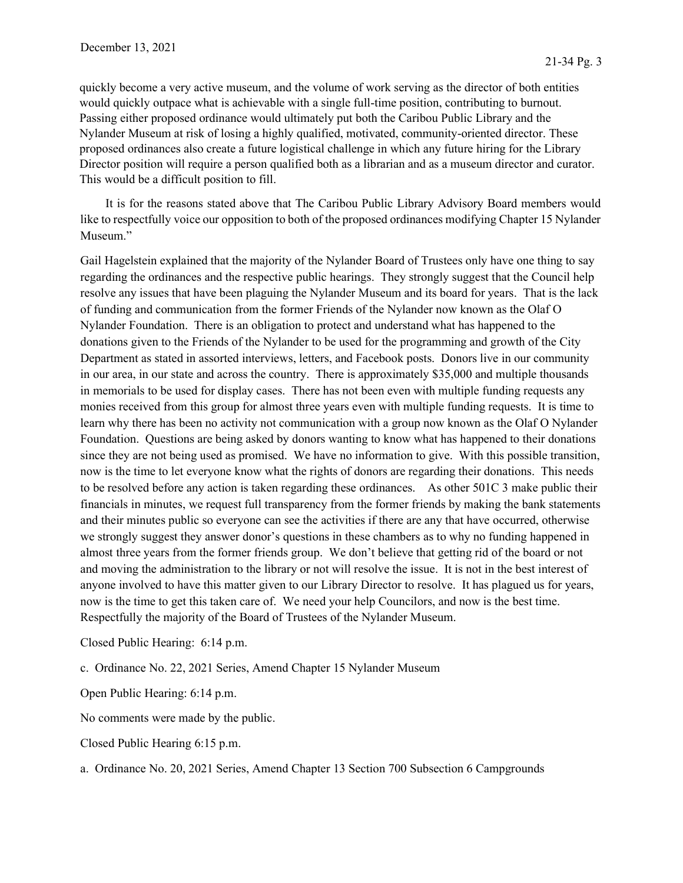quickly become a very active museum, and the volume of work serving as the director of both entities would quickly outpace what is achievable with a single full-time position, contributing to burnout. Passing either proposed ordinance would ultimately put both the Caribou Public Library and the Nylander Museum at risk of losing a highly qualified, motivated, community-oriented director. These proposed ordinances also create a future logistical challenge in which any future hiring for the Library Director position will require a person qualified both as a librarian and as a museum director and curator. This would be a difficult position to fill.

It is for the reasons stated above that The Caribou Public Library Advisory Board members would like to respectfully voice our opposition to both of the proposed ordinances modifying Chapter 15 Nylander Museum."

Gail Hagelstein explained that the majority of the Nylander Board of Trustees only have one thing to say regarding the ordinances and the respective public hearings. They strongly suggest that the Council help resolve any issues that have been plaguing the Nylander Museum and its board for years. That is the lack of funding and communication from the former Friends of the Nylander now known as the Olaf O Nylander Foundation. There is an obligation to protect and understand what has happened to the donations given to the Friends of the Nylander to be used for the programming and growth of the City Department as stated in assorted interviews, letters, and Facebook posts. Donors live in our community in our area, in our state and across the country. There is approximately $35,000 and multiple thousands in memorials to be used for display cases. There has not been even with multiple funding requests any monies received from this group for almost three years even with multiple funding requests. It is time to learn why there has been no activity not communication with a group now known as the Olaf O Nylander Foundation. Questions are being asked by donors wanting to know what has happened to their donations since they are not being used as promised. We have no information to give. With this possible transition, now is the time to let everyone know what the rights of donors are regarding their donations. This needs to be resolved before any action is taken regarding these ordinances. As other 501C 3 make public their financials in minutes, we request full transparency from the former friends by making the bank statements and their minutes public so everyone can see the activities if there are any that have occurred, otherwise we strongly suggest they answer donor's questions in these chambers as to why no funding happened in almost three years from the former friends group. We don't believe that getting rid of the board or not and moving the administration to the library or not will resolve the issue. It is not in the best interest of anyone involved to have this matter given to our Library Director to resolve. It has plagued us for years, now is the time to get this taken care of. We need your help Councilors, and now is the best time. Respectfully the majority of the Board of Trustees of the Nylander Museum.

Closed Public Hearing: 6:14 p.m.

c. Ordinance No. 22, 2021 Series, Amend Chapter 15 Nylander Museum

Open Public Hearing: 6:14 p.m.

No comments were made by the public.

Closed Public Hearing 6:15 p.m.

a. Ordinance No. 20, 2021 Series, Amend Chapter 13 Section 700 Subsection 6 Campgrounds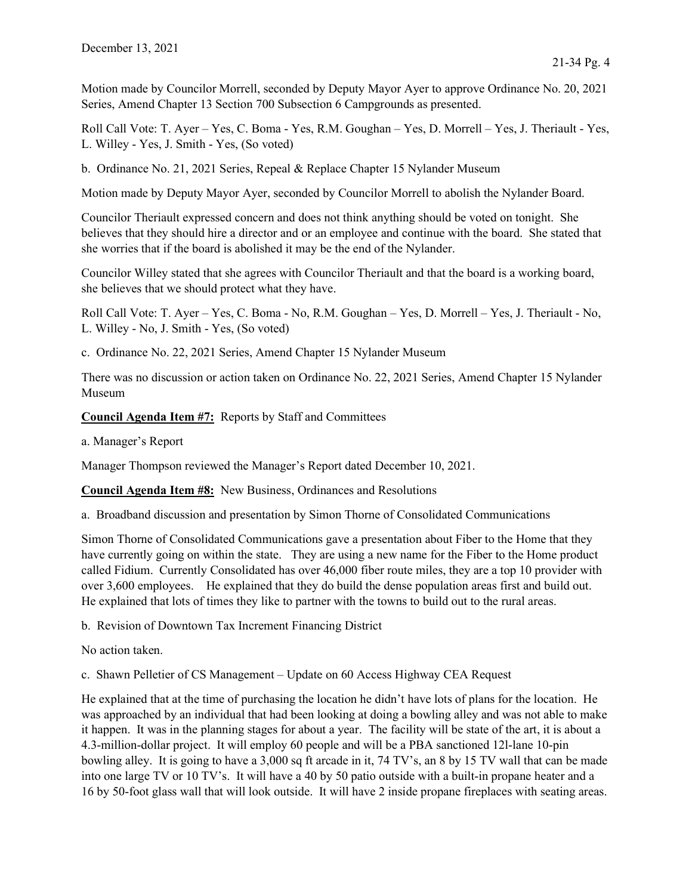Motion made by Councilor Morrell, seconded by Deputy Mayor Ayer to approve Ordinance No. 20, 2021 Series, Amend Chapter 13 Section 700 Subsection 6 Campgrounds as presented.

Roll Call Vote: T. Ayer – Yes, C. Boma - Yes, R.M. Goughan – Yes, D. Morrell – Yes, J. Theriault - Yes, L. Willey - Yes, J. Smith - Yes, (So voted)

b. Ordinance No. 21, 2021 Series, Repeal & Replace Chapter 15 Nylander Museum

Motion made by Deputy Mayor Ayer, seconded by Councilor Morrell to abolish the Nylander Board.

Councilor Theriault expressed concern and does not think anything should be voted on tonight. She believes that they should hire a director and or an employee and continue with the board. She stated that she worries that if the board is abolished it may be the end of the Nylander.

Councilor Willey stated that she agrees with Councilor Theriault and that the board is a working board, she believes that we should protect what they have.

Roll Call Vote: T. Ayer – Yes, C. Boma - No, R.M. Goughan – Yes, D. Morrell – Yes, J. Theriault - No, L. Willey - No, J. Smith - Yes, (So voted)

c. Ordinance No. 22, 2021 Series, Amend Chapter 15 Nylander Museum

There was no discussion or action taken on Ordinance No. 22, 2021 Series, Amend Chapter 15 Nylander Museum

**Council Agenda Item #7:** Reports by Staff and Committees

a. Manager's Report

Manager Thompson reviewed the Manager's Report dated December 10, 2021.

**Council Agenda Item #8:** New Business, Ordinances and Resolutions

a. Broadband discussion and presentation by Simon Thorne of Consolidated Communications

Simon Thorne of Consolidated Communications gave a presentation about Fiber to the Home that they have currently going on within the state. They are using a new name for the Fiber to the Home product called Fidium. Currently Consolidated has over 46,000 fiber route miles, they are a top 10 provider with over 3,600 employees. He explained that they do build the dense population areas first and build out. He explained that lots of times they like to partner with the towns to build out to the rural areas.

b. Revision of Downtown Tax Increment Financing District

No action taken.

c. Shawn Pelletier of CS Management – Update on 60 Access Highway CEA Request

He explained that at the time of purchasing the location he didn't have lots of plans for the location. He was approached by an individual that had been looking at doing a bowling alley and was not able to make it happen. It was in the planning stages for about a year. The facility will be state of the art, it is about a 4.3-million-dollar project. It will employ 60 people and will be a PBA sanctioned 12l-lane 10-pin bowling alley. It is going to have a 3,000 sq ft arcade in it, 74 TV's, an 8 by 15 TV wall that can be made into one large TV or 10 TV's. It will have a 40 by 50 patio outside with a built-in propane heater and a 16 by 50-foot glass wall that will look outside. It will have 2 inside propane fireplaces with seating areas.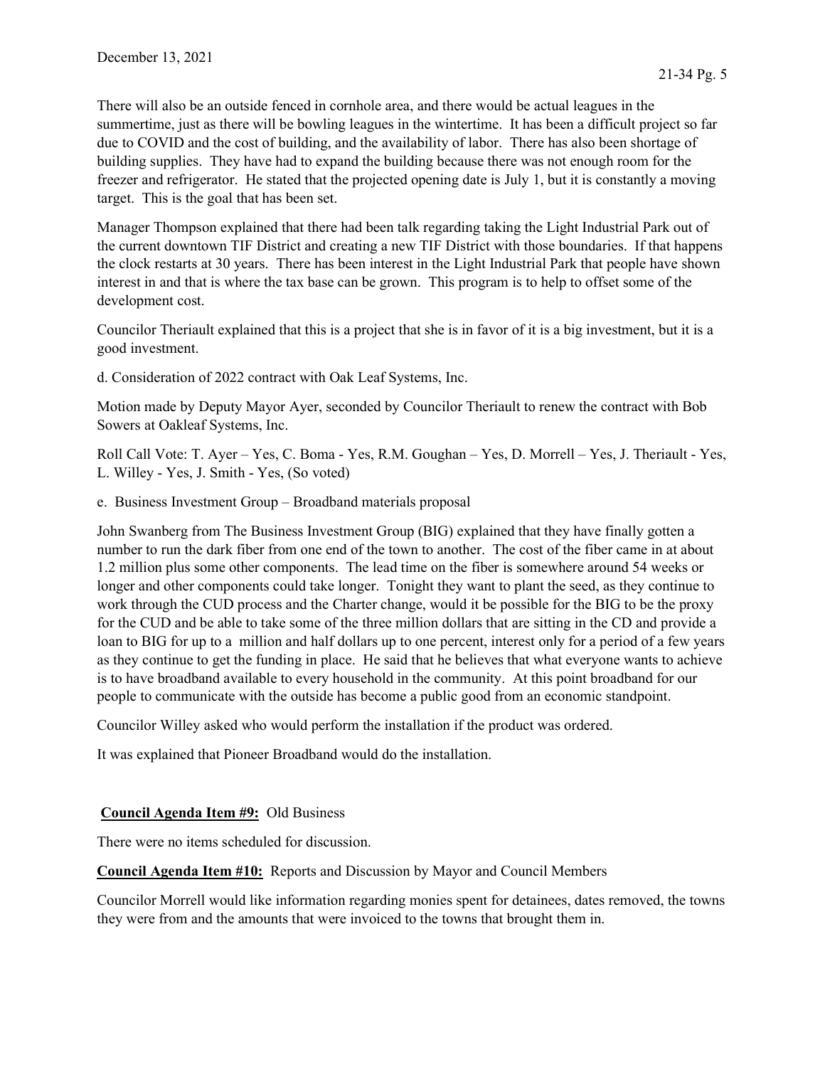There will also be an outside fenced in cornhole area, and there would be actual leagues in the summertime, just as there will be bowling leagues in the wintertime. It has been a difficult project so far due to COVID and the cost of building, and the availability of labor. There has also been shortage of building supplies. They have had to expand the building because there was not enough room for the freezer and refrigerator. He stated that the projected opening date is July 1, but it is constantly a moving target. This is the goal that has been set.

Manager Thompson explained that there had been talk regarding taking the Light Industrial Park out of the current downtown TIF District and creating a new TIF District with those boundaries. If that happens the clock restarts at 30 years. There has been interest in the Light Industrial Park that people have shown interest in and that is where the tax base can be grown. This program is to help to offset some of the development cost.

Councilor Theriault explained that this is a project that she is in favor of it is a big investment, but it is a good investment.

d. Consideration of 2022 contract with Oak Leaf Systems, Inc.

Motion made by Deputy Mayor Ayer, seconded by Councilor Theriault to renew the contract with Bob Sowers at Oakleaf Systems, Inc.

Roll Call Vote: T. Ayer – Yes, C. Boma - Yes, R.M. Goughan – Yes, D. Morrell – Yes, J. Theriault - Yes, L. Willey - Yes, J. Smith - Yes, (So voted)

e. Business Investment Group – Broadband materials proposal

John Swanberg from The Business Investment Group (BIG) explained that they have finally gotten a number to run the dark fiber from one end of the town to another. The cost of the fiber came in at about 1.2 million plus some other components. The lead time on the fiber is somewhere around 54 weeks or longer and other components could take longer. Tonight they want to plant the seed, as they continue to work through the CUD process and the Charter change, would it be possible for the BIG to be the proxy for the CUD and be able to take some of the three million dollars that are sitting in the CD and provide a loan to BIG for up to a million and half dollars up to one percent, interest only for a period of a few years as they continue to get the funding in place. He said that he believes that what everyone wants to achieve is to have broadband available to every household in the community. At this point broadband for our people to communicate with the outside has become a public good from an economic standpoint.

Councilor Willey asked who would perform the installation if the product was ordered.

It was explained that Pioneer Broadband would do the installation.

**Council Agenda Item #9:** Old Business

There were no items scheduled for discussion.

**Council Agenda Item #10:** Reports and Discussion by Mayor and Council Members

Councilor Morrell would like information regarding monies spent for detainees, dates removed, the towns they were from and the amounts that were invoiced to the towns that brought them in.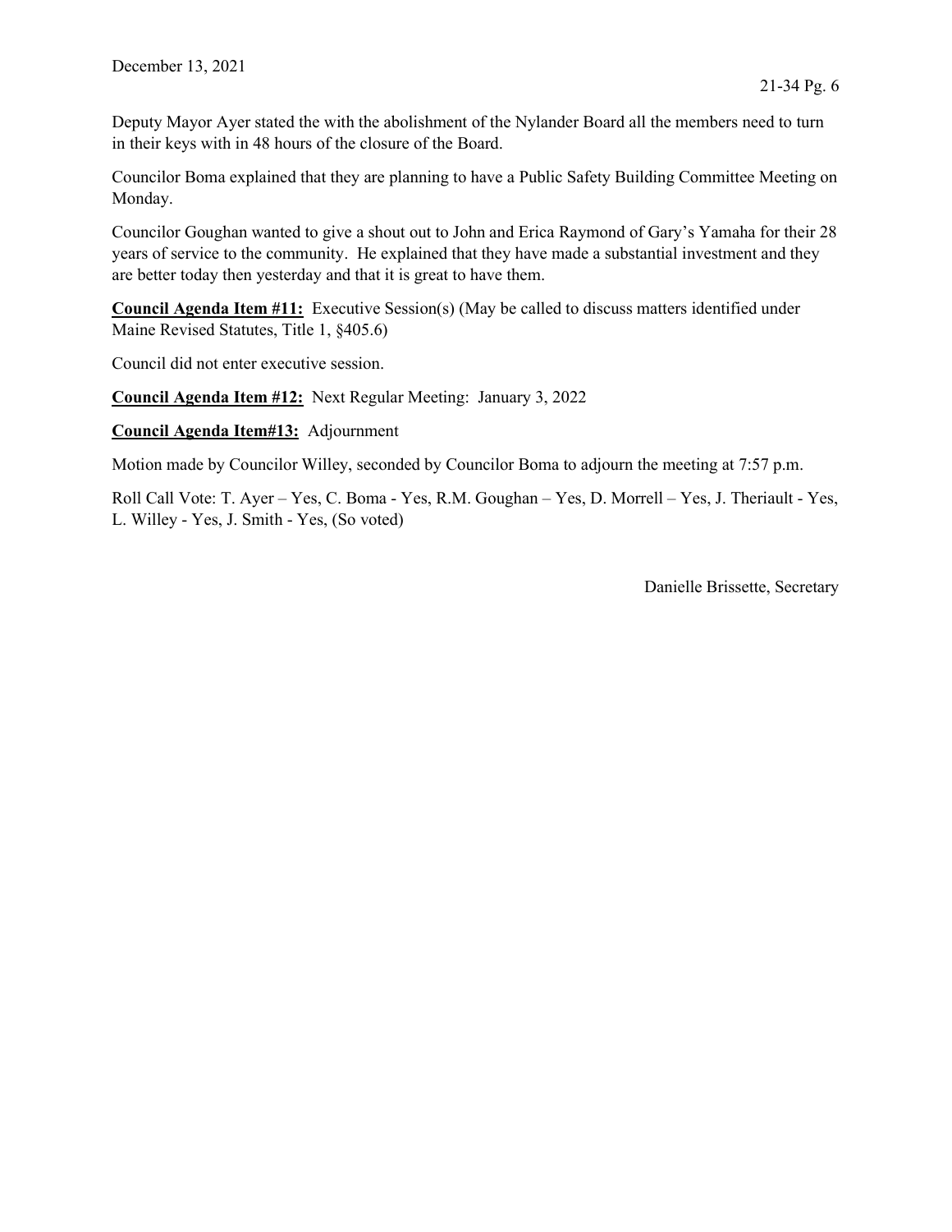Deputy Mayor Ayer stated the with the abolishment of the Nylander Board all the members need to turn in their keys with in 48 hours of the closure of the Board.

Councilor Boma explained that they are planning to have a Public Safety Building Committee Meeting on Monday.

Councilor Goughan wanted to give a shout out to John and Erica Raymond of Gary's Yamaha for their 28 years of service to the community. He explained that they have made a substantial investment and they are better today then yesterday and that it is great to have them.

**Council Agenda Item #11:** Executive Session(s) (May be called to discuss matters identified under Maine Revised Statutes, Title 1, §405.6)

Council did not enter executive session.

**Council Agenda Item #12:** Next Regular Meeting: January 3, 2022

**Council Agenda Item#13:** Adjournment

Motion made by Councilor Willey, seconded by Councilor Boma to adjourn the meeting at 7:57 p.m.

Roll Call Vote: T. Ayer – Yes, C. Boma - Yes, R.M. Goughan – Yes, D. Morrell – Yes, J. Theriault - Yes, L. Willey - Yes, J. Smith - Yes, (So voted)

Danielle Brissette, Secretary